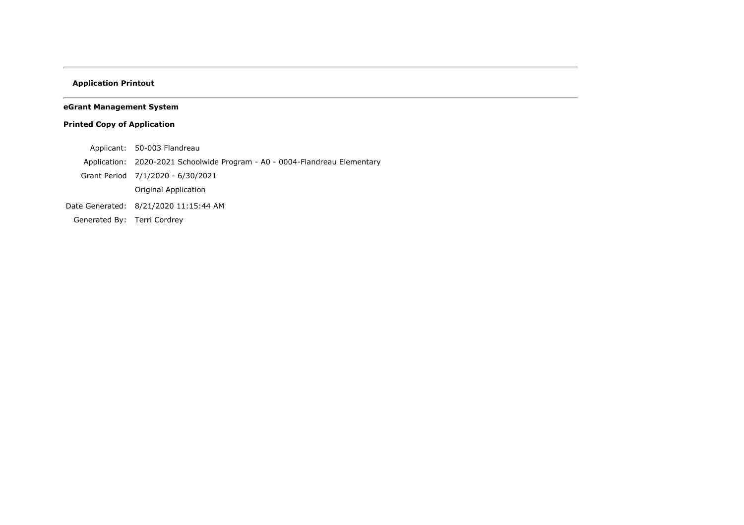**Application Printout**

---

**eGrant Management System**

**Printed Copy of Application**

| | |
|---|---|
| Applicant: | 50-003 Flandreau |
| Application: | 2020-2021 Schoolwide Program - A0 - 0004-Flandreau Elementary |
| Grant Period | 7/1/2020 - 6/30/2021 |
| | Original Application |
| Date Generated: | 8/21/2020 11:15:44 AM |
| Generated By: | Terri Cordrey |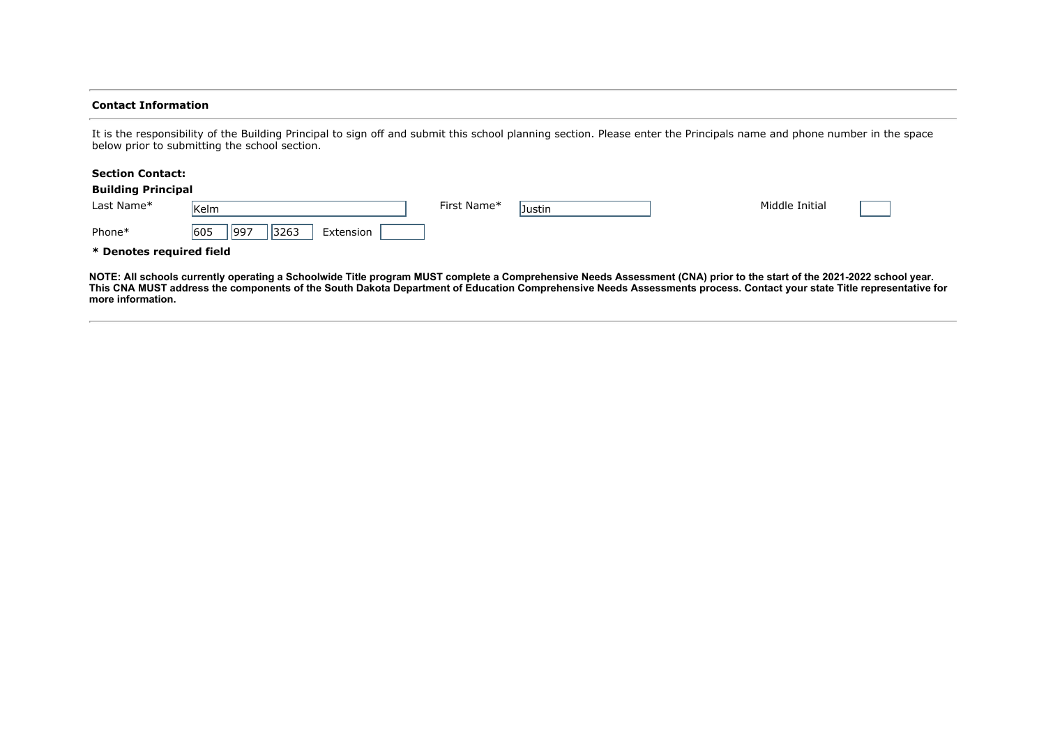### Contact Information

It is the responsibility of the Building Principal to sign off and submit this school planning section. Please enter the Principals name and phone number in the space below prior to submitting the school section.

**Section Contact:**

**Building Principal**

| Last Name* | Kelm | First Name* | Justin | Middle Initial | |
|---|---|---|---|---|---|
| Phone* | 605 997 3263 | Extension | | | |

**\* Denotes required field**

**NOTE: All schools currently operating a Schoolwide Title program MUST complete a Comprehensive Needs Assessment (CNA) prior to the start of the 2021-2022 school year. This CNA MUST address the components of the South Dakota Department of Education Comprehensive Needs Assessments process. Contact your state Title representative for more information.**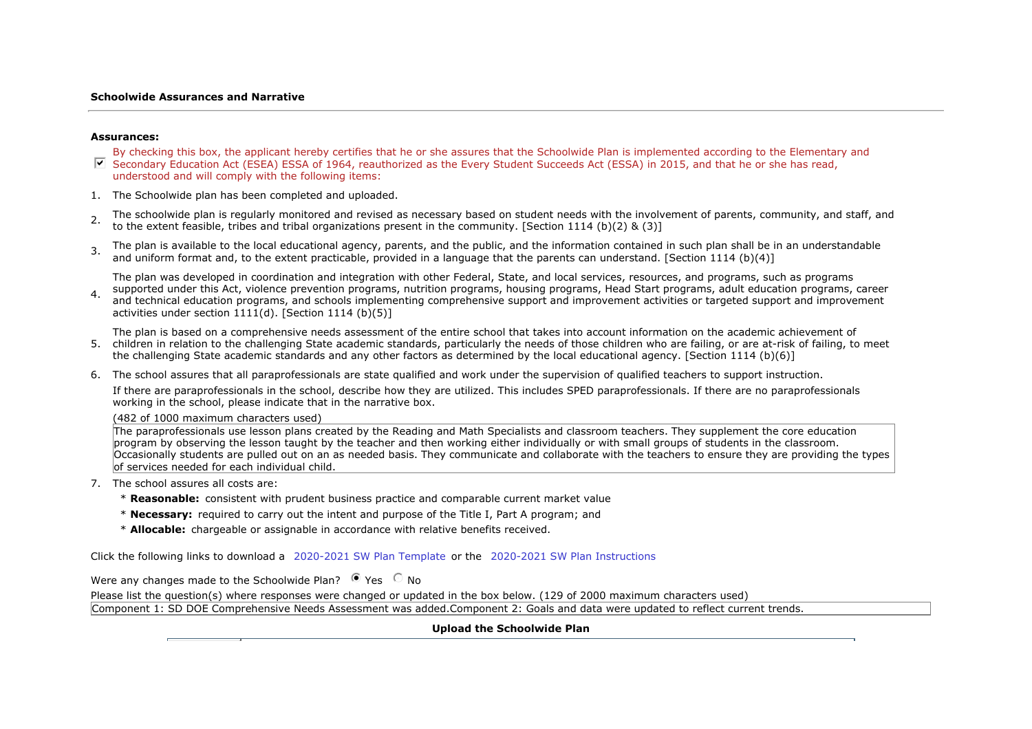### Schoolwide Assurances and Narrative

**Assurances:**

☑ By checking this box, the applicant hereby certifies that he or she assures that the Schoolwide Plan is implemented according to the Elementary and Secondary Education Act (ESEA) ESSA of 1964, reauthorized as the Every Student Succeeds Act (ESSA) in 2015, and that he or she has read, understood and will comply with the following items:

1. The Schoolwide plan has been completed and uploaded.
2. The schoolwide plan is regularly monitored and revised as necessary based on student needs with the involvement of parents, community, and staff, and to the extent feasible, tribes and tribal organizations present in the community. [Section 1114 (b)(2) & (3)]
3. The plan is available to the local educational agency, parents, and the public, and the information contained in such plan shall be in an understandable and uniform format and, to the extent practicable, provided in a language that the parents can understand. [Section 1114 (b)(4)]
4. The plan was developed in coordination and integration with other Federal, State, and local services, resources, and programs, such as programs supported under this Act, violence prevention programs, nutrition programs, housing programs, Head Start programs, adult education programs, career and technical education programs, and schools implementing comprehensive support and improvement activities or targeted support and improvement activities under section 1111(d). [Section 1114 (b)(5)]
5. The plan is based on a comprehensive needs assessment of the entire school that takes into account information on the academic achievement of children in relation to the challenging State academic standards, particularly the needs of those children who are failing, or are at-risk of failing, to meet the challenging State academic standards and any other factors as determined by the local educational agency. [Section 1114 (b)(6)]
6. The school assures that all paraprofessionals are state qualified and work under the supervision of qualified teachers to support instruction.

   If there are paraprofessionals in the school, describe how they are utilized. This includes SPED paraprofessionals. If there are no paraprofessionals working in the school, please indicate that in the narrative box.

   (482 of 1000 maximum characters used)

   The paraprofessionals use lesson plans created by the Reading and Math Specialists and classroom teachers. They supplement the core education program by observing the lesson taught by the teacher and then working either individually or with small groups of students in the classroom. Occasionally students are pulled out on an as needed basis. They communicate and collaborate with the teachers to ensure they are providing the types of services needed for each individual child.

7. The school assures all costs are:
   * **Reasonable:** consistent with prudent business practice and comparable current market value
   * **Necessary:** required to carry out the intent and purpose of the Title I, Part A program; and
   * **Allocable:** chargeable or assignable in accordance with relative benefits received.

Click the following links to download a 2020-2021 SW Plan Template or the 2020-2021 SW Plan Instructions

Were any changes made to the Schoolwide Plan? (●) Yes ( ) No

Please list the question(s) where responses were changed or updated in the box below. (129 of 2000 maximum characters used)

Component 1: SD DOE Comprehensive Needs Assessment was added.Component 2: Goals and data were updated to reflect current trends.

**Upload the Schoolwide Plan**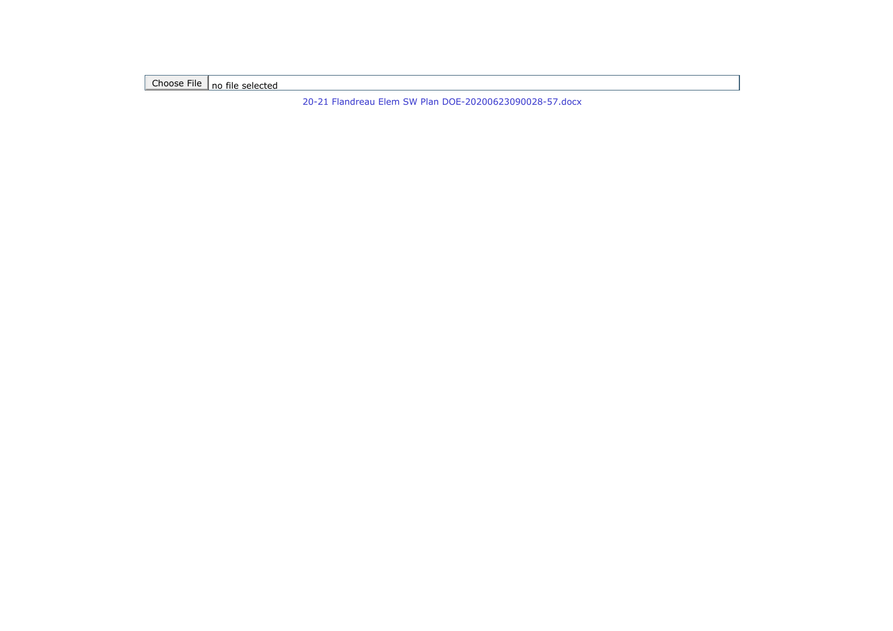Choose File no file selected

20-21 Flandreau Elem SW Plan DOE-20200623090028-57.docx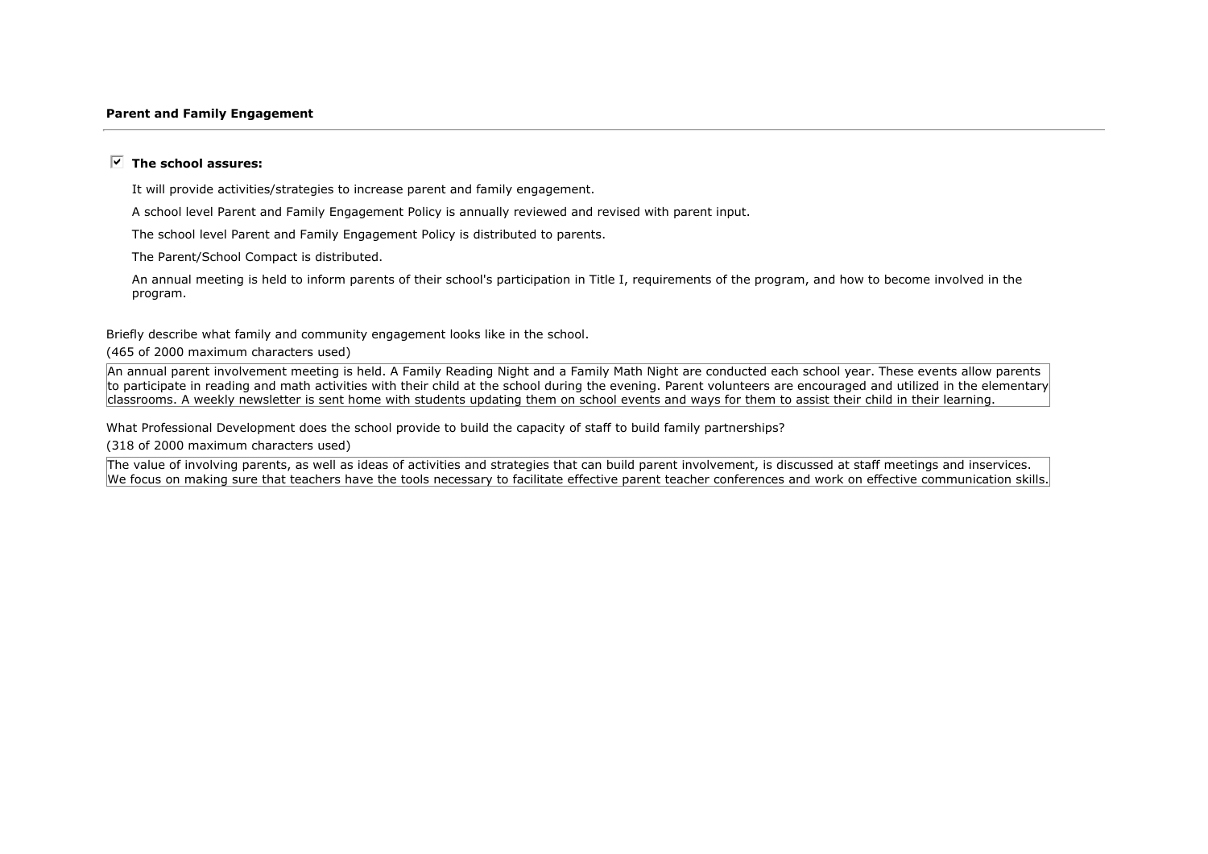## Parent and Family Engagement

☑ **The school assures:**

It will provide activities/strategies to increase parent and family engagement.

A school level Parent and Family Engagement Policy is annually reviewed and revised with parent input.

The school level Parent and Family Engagement Policy is distributed to parents.

The Parent/School Compact is distributed.

An annual meeting is held to inform parents of their school's participation in Title I, requirements of the program, and how to become involved in the program.

Briefly describe what family and community engagement looks like in the school.

(465 of 2000 maximum characters used)

An annual parent involvement meeting is held. A Family Reading Night and a Family Math Night are conducted each school year. These events allow parents to participate in reading and math activities with their child at the school during the evening. Parent volunteers are encouraged and utilized in the elementary classrooms. A weekly newsletter is sent home with students updating them on school events and ways for them to assist their child in their learning.

What Professional Development does the school provide to build the capacity of staff to build family partnerships?

(318 of 2000 maximum characters used)

The value of involving parents, as well as ideas of activities and strategies that can build parent involvement, is discussed at staff meetings and inservices. We focus on making sure that teachers have the tools necessary to facilitate effective parent teacher conferences and work on effective communication skills.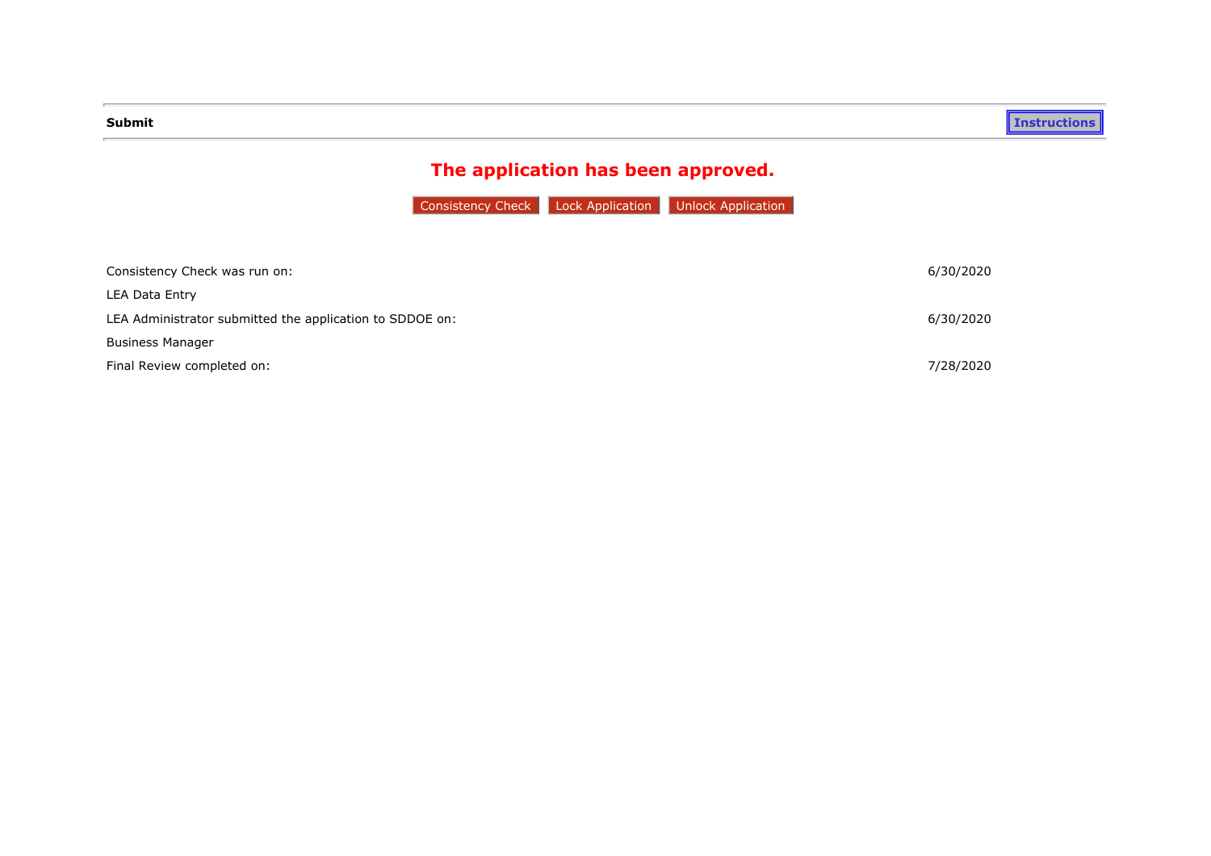**Submit**

Instructions

## The application has been approved.

Consistency Check | Lock Application | Unlock Application

| | |
|---|---|
| Consistency Check was run on: | 6/30/2020 |
| LEA Data Entry | |
| LEA Administrator submitted the application to SDDOE on: | 6/30/2020 |
| Business Manager | |
| Final Review completed on: | 7/28/2020 |